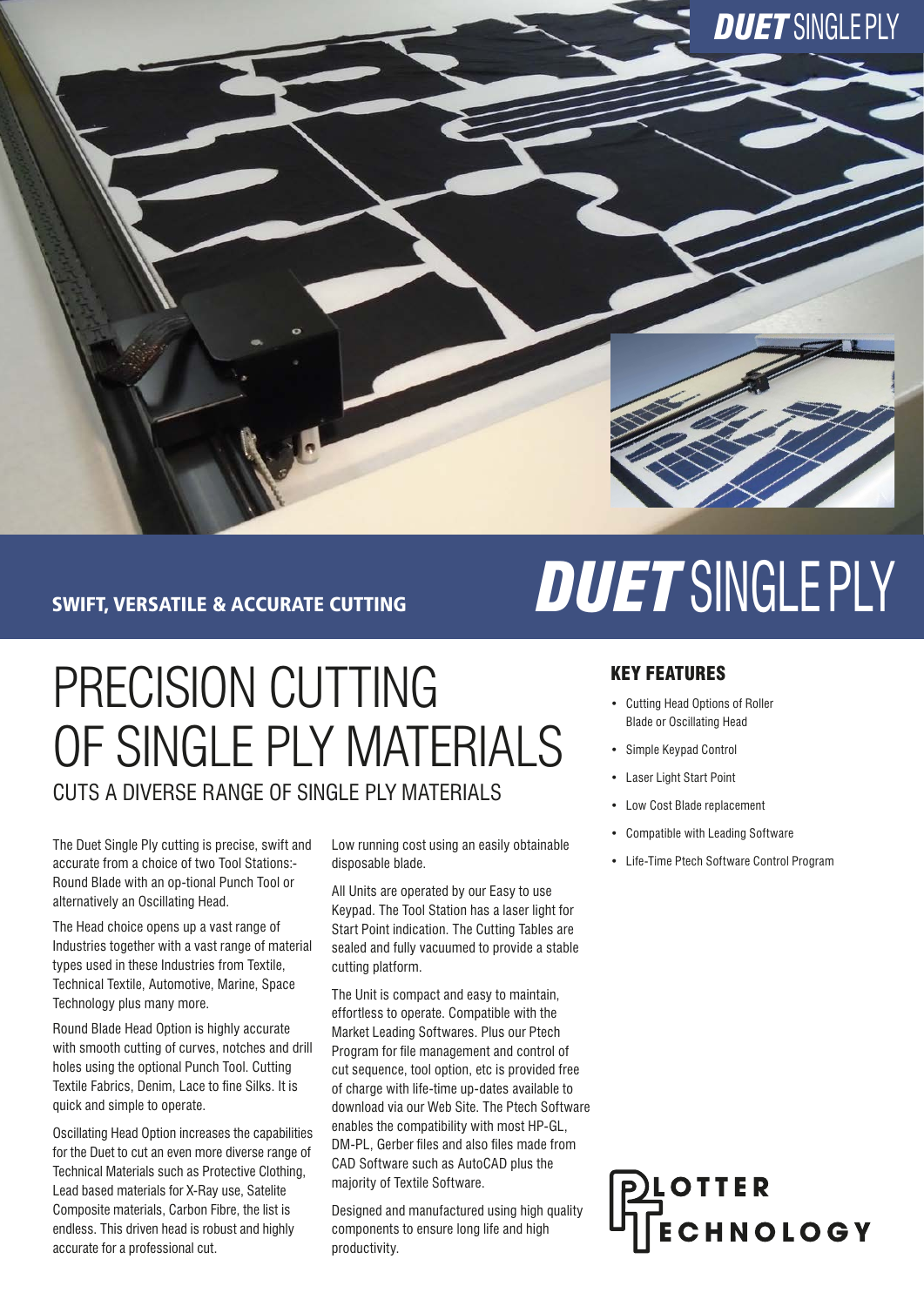# DUET SINGLE PLY

**SWIFT, VERSATILE & ACCURATE CUTTING**

# PRECISION CUTTING OF SINGLE PLY MATERIALS

## CUTS A DIVERSE RANGE OF SINGLE PLY MATERIALS

The Duet Single Ply cutting is precise, swift and accurate from a choice of two Tool Stations:- Round Blade with an op-tional Punch Tool or alternatively an Oscillating Head.

The Head choice opens up a vast range of Industries together with a vast range of material types used in these Industries from Textile, Technical Textile, Automotive, Marine, Space Technology plus many more.

Round Blade Head Option is highly accurate with smooth cutting of curves, notches and drill holes using the optional Punch Tool. Cutting Textile Fabrics, Denim, Lace to fine Silks. It is quick and simple to operate.

Oscillating Head Option increases the capabilities for the Duet to cut an even more diverse range of Technical Materials such as Protective Clothing, Lead based materials for X-Ray use, Satelite Composite materials, Carbon Fibre, the list is endless. This driven head is robust and highly accurate for a professional cut.

Low running cost using an easily obtainable disposable blade.

All Units are operated by our Easy to use Keypad. The Tool Station has a laser light for Start Point indication. The Cutting Tables are sealed and fully vacuumed to provide a stable cutting platform.

The Unit is compact and easy to maintain, effortless to operate. Compatible with the Market Leading Softwares. Plus our Ptech Program for file management and control of cut sequence, tool option, etc is provided free of charge with life-time up-dates available to download via our Web Site. The Ptech Software enables the compatibility with most HP-GL, DM-PL, Gerber files and also files made from CAD Software such as AutoCAD plus the majority of Textile Software.

Designed and manufactured using high quality components to ensure long life and high productivity.

### KEY FEATURES

- Cutting Head Options of Roller Blade or Oscillating Head
- Simple Keypad Control
- Laser Light Start Point
- Low Cost Blade replacement
- Compatible with Leading Software
- Life-Time Ptech Software Control Program

PLOTTER TECHNOLOGY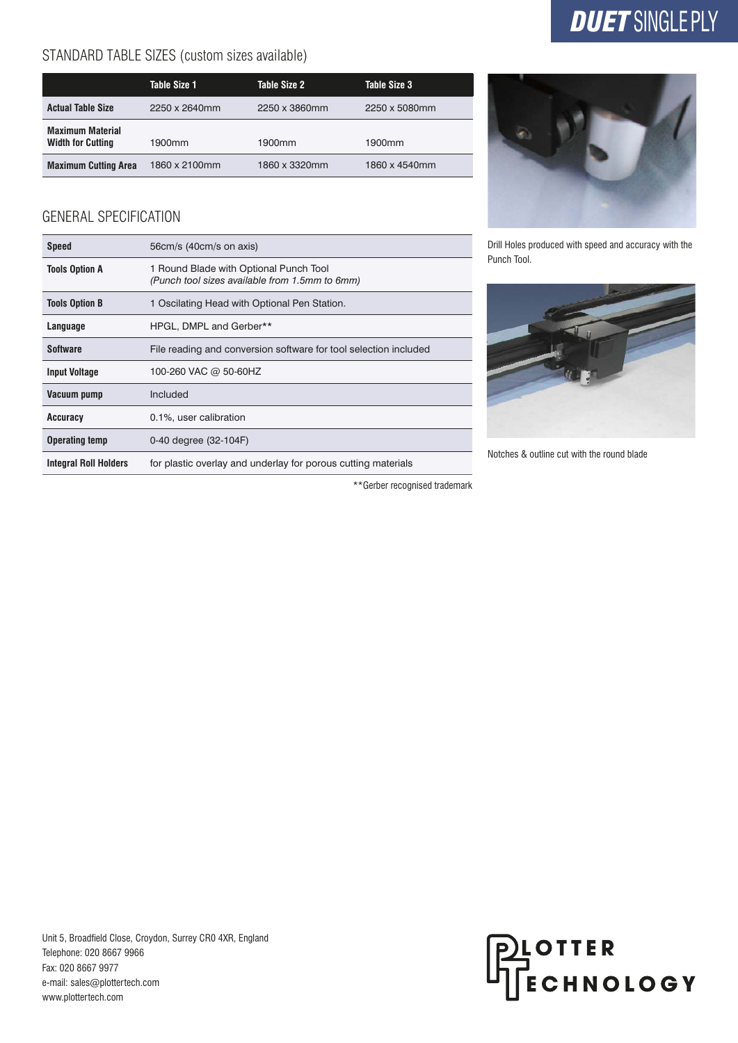# DUET SINGLE PLY

## STANDARD TABLE SIZES (custom sizes available)

| | Table Size 1 | Table Size 2 | Table Size 3 |
|---|---|---|---|
| **Actual Table Size** | 2250 x 2640mm | 2250 x 3860mm | 2250 x 5080mm |
| **Maximum Material Width for Cutting** | 1900mm | 1900mm | 1900mm |
| **Maximum Cutting Area** | 1860 x 2100mm | 1860 x 3320mm | 1860 x 4540mm |

## GENERAL SPECIFICATION

| | |
|---|---|
| **Speed** | 56cm/s (40cm/s on axis) |
| **Tools Option A** | 1 Round Blade with Optional Punch Tool *(Punch tool sizes available from 1.5mm to 6mm)* |
| **Tools Option B** | 1 Oscilating Head with Optional Pen Station. |
| **Language** | HPGL, DMPL and Gerber** |
| **Software** | File reading and conversion software for tool selection included |
| **Input Voltage** | 100-260 VAC @ 50-60HZ |
| **Vacuum pump** | Included |
| **Accuracy** | 0.1%, user calibration |
| **Operating temp** | 0-40 degree (32-104F) |
| **Integral Roll Holders** | for plastic overlay and underlay for porous cutting materials |

**Gerber recognised trademark

Drill Holes produced with speed and accuracy with the Punch Tool.

Notches & outline cut with the round blade

Unit 5, Broadfield Close, Croydon, Surrey CR0 4XR, England
Telephone: 020 8667 9966
Fax: 020 8667 9977
e-mail: sales@plottertech.com
www.plottertech.com

PLOTTER TECHNOLOGY